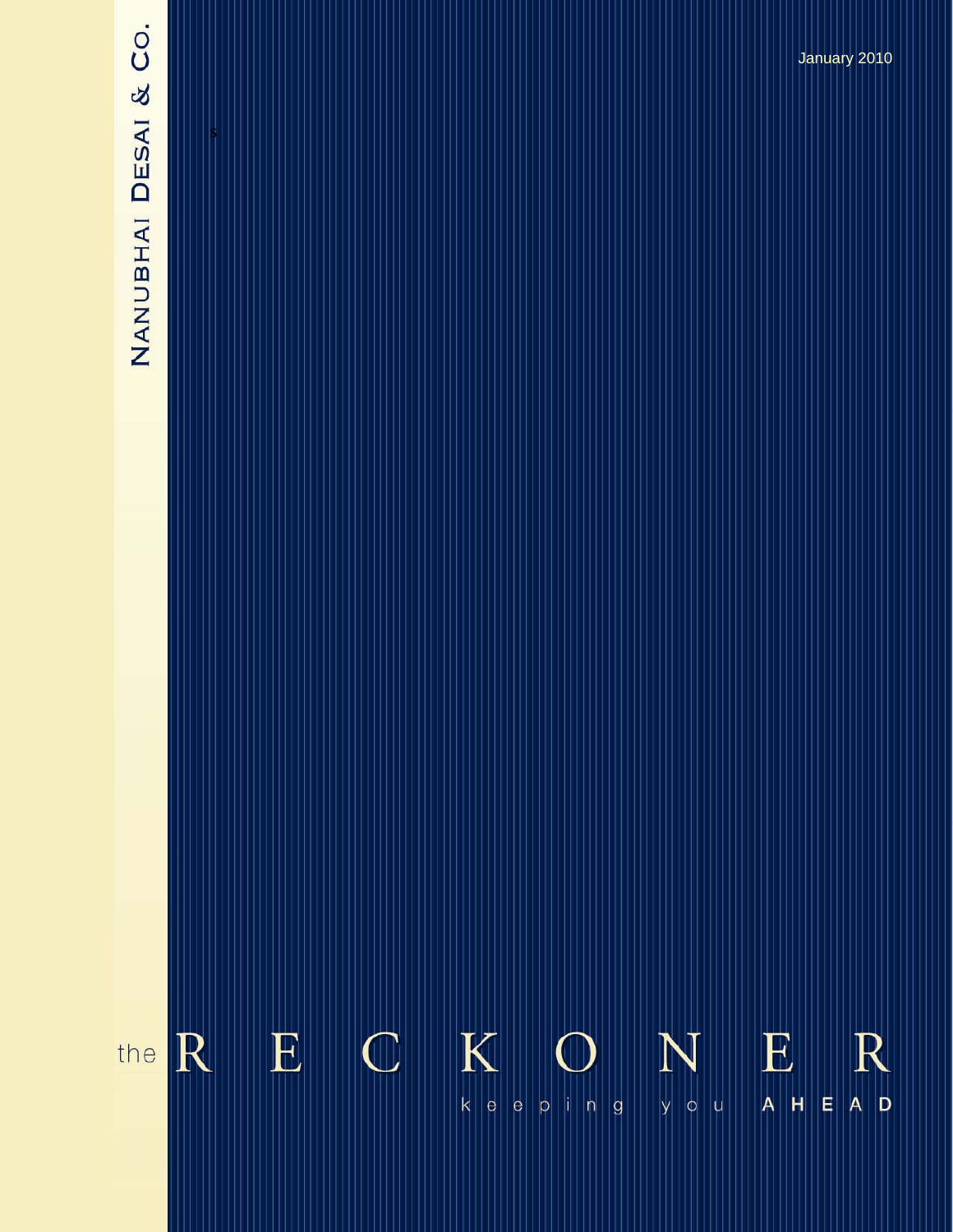NANUBHAI DESAI & CO.

January 2010

# the RECKONER

keeping you AHEAD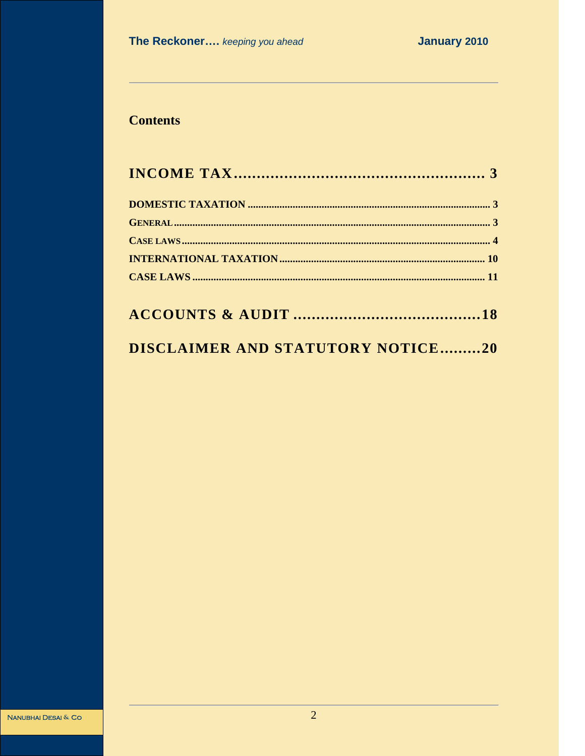# Contents

**INCOME TAX....................................................... 3**

**DOMESTIC TAXATION ........................................................................................ 3**

**GENERAL....................................................................................................................... 3**

**CASE LAWS.................................................................................................................. 4**

**INTERNATIONAL TAXATION........................................................................... 10**

**CASE LAWS ............................................................................................................ 11**

**ACCOUNTS & AUDIT ........................................18**

**DISCLAIMER AND STATUTORY NOTICE.........20**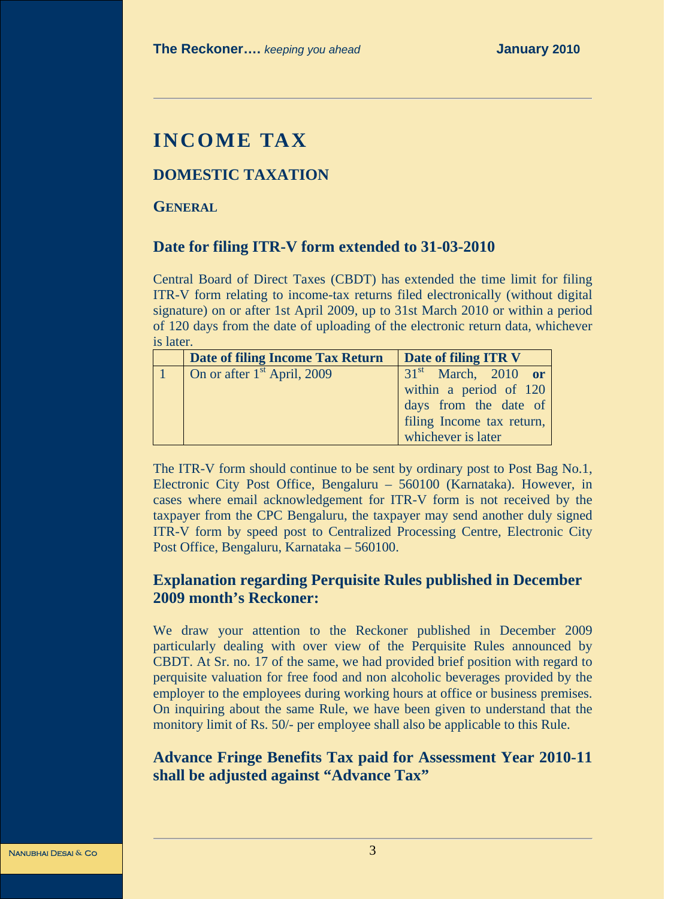# INCOME TAX

## DOMESTIC TAXATION

### GENERAL

### Date for filing ITR-V form extended to 31-03-2010

Central Board of Direct Taxes (CBDT) has extended the time limit for filing ITR-V form relating to income-tax returns filed electronically (without digital signature) on or after 1st April 2009, up to 31st March 2010 or within a period of 120 days from the date of uploading of the electronic return data, whichever is later.

| | Date of filing Income Tax Return | Date of filing ITR V |
|---|---|---|
| 1 | On or after 1st April, 2009 | 31st March, 2010 **or** within a period of 120 days from the date of filing Income tax return, whichever is later |

The ITR-V form should continue to be sent by ordinary post to Post Bag No.1, Electronic City Post Office, Bengaluru – 560100 (Karnataka). However, in cases where email acknowledgement for ITR-V form is not received by the taxpayer from the CPC Bengaluru, the taxpayer may send another duly signed ITR-V form by speed post to Centralized Processing Centre, Electronic City Post Office, Bengaluru, Karnataka – 560100.

### Explanation regarding Perquisite Rules published in December 2009 month's Reckoner:

We draw your attention to the Reckoner published in December 2009 particularly dealing with over view of the Perquisite Rules announced by CBDT. At Sr. no. 17 of the same, we had provided brief position with regard to perquisite valuation for free food and non alcoholic beverages provided by the employer to the employees during working hours at office or business premises. On inquiring about the same Rule, we have been given to understand that the monitory limit of Rs. 50/- per employee shall also be applicable to this Rule.

### Advance Fringe Benefits Tax paid for Assessment Year 2010-11 shall be adjusted against "Advance Tax"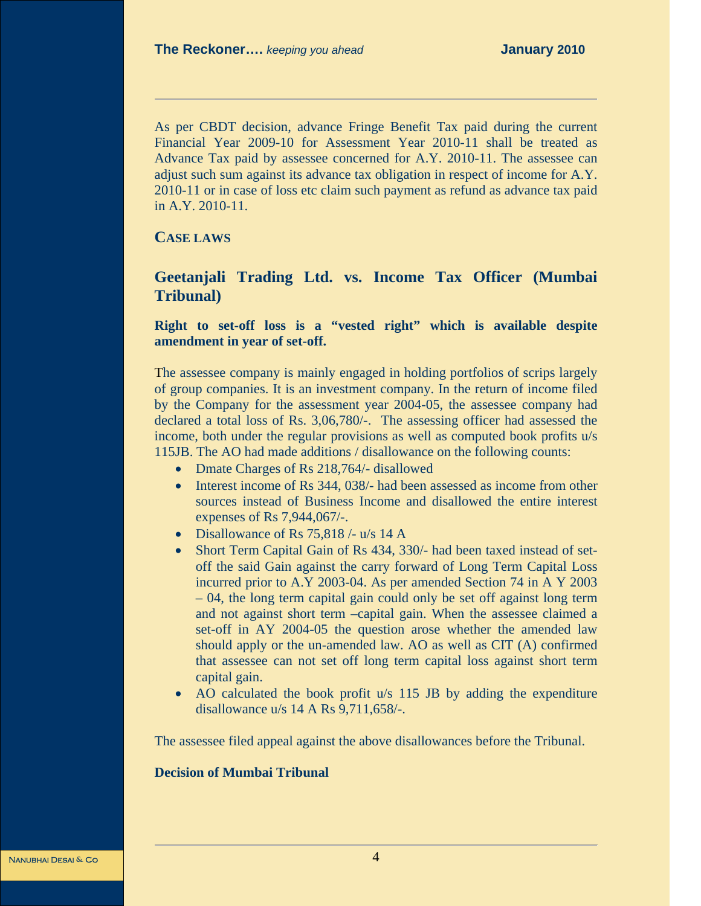As per CBDT decision, advance Fringe Benefit Tax paid during the current Financial Year 2009-10 for Assessment Year 2010-11 shall be treated as Advance Tax paid by assessee concerned for A.Y. 2010-11. The assessee can adjust such sum against its advance tax obligation in respect of income for A.Y. 2010-11 or in case of loss etc claim such payment as refund as advance tax paid in A.Y. 2010-11.

## CASE LAWS

### Geetanjali Trading Ltd. vs. Income Tax Officer (Mumbai Tribunal)

**Right to set-off loss is a "vested right" which is available despite amendment in year of set-off.**

The assessee company is mainly engaged in holding portfolios of scrips largely of group companies. It is an investment company. In the return of income filed by the Company for the assessment year 2004-05, the assessee company had declared a total loss of Rs. 3,06,780/-. The assessing officer had assessed the income, both under the regular provisions as well as computed book profits u/s 115JB. The AO had made additions / disallowance on the following counts:

- Dmate Charges of Rs 218,764/- disallowed
- Interest income of Rs 344, 038/- had been assessed as income from other sources instead of Business Income and disallowed the entire interest expenses of Rs 7,944,067/-.
- Disallowance of Rs 75,818 /- u/s 14 A
- Short Term Capital Gain of Rs 434, 330/- had been taxed instead of set-off the said Gain against the carry forward of Long Term Capital Loss incurred prior to A.Y 2003-04. As per amended Section 74 in A Y 2003 – 04, the long term capital gain could only be set off against long term and not against short term –capital gain. When the assessee claimed a set-off in AY 2004-05 the question arose whether the amended law should apply or the un-amended law. AO as well as CIT (A) confirmed that assessee can not set off long term capital loss against short term capital gain.
- AO calculated the book profit u/s 115 JB by adding the expenditure disallowance u/s 14 A Rs 9,711,658/-.

The assessee filed appeal against the above disallowances before the Tribunal.

**Decision of Mumbai Tribunal**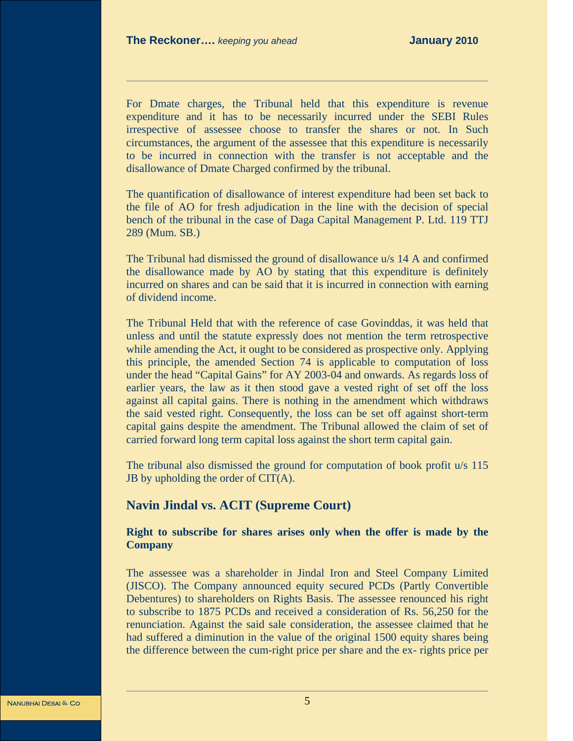For Dmate charges, the Tribunal held that this expenditure is revenue expenditure and it has to be necessarily incurred under the SEBI Rules irrespective of assessee choose to transfer the shares or not. In Such circumstances, the argument of the assessee that this expenditure is necessarily to be incurred in connection with the transfer is not acceptable and the disallowance of Dmate Charged confirmed by the tribunal.

The quantification of disallowance of interest expenditure had been set back to the file of AO for fresh adjudication in the line with the decision of special bench of the tribunal in the case of Daga Capital Management P. Ltd. 119 TTJ 289 (Mum. SB.)

The Tribunal had dismissed the ground of disallowance u/s 14 A and confirmed the disallowance made by AO by stating that this expenditure is definitely incurred on shares and can be said that it is incurred in connection with earning of dividend income.

The Tribunal Held that with the reference of case Govinddas, it was held that unless and until the statute expressly does not mention the term retrospective while amending the Act, it ought to be considered as prospective only. Applying this principle, the amended Section 74 is applicable to computation of loss under the head "Capital Gains" for AY 2003-04 and onwards. As regards loss of earlier years, the law as it then stood gave a vested right of set off the loss against all capital gains. There is nothing in the amendment which withdraws the said vested right. Consequently, the loss can be set off against short-term capital gains despite the amendment. The Tribunal allowed the claim of set of carried forward long term capital loss against the short term capital gain.

The tribunal also dismissed the ground for computation of book profit u/s 115 JB by upholding the order of CIT(A).

## Navin Jindal vs. ACIT (Supreme Court)

### Right to subscribe for shares arises only when the offer is made by the Company

The assessee was a shareholder in Jindal Iron and Steel Company Limited (JISCO). The Company announced equity secured PCDs (Partly Convertible Debentures) to shareholders on Rights Basis. The assessee renounced his right to subscribe to 1875 PCDs and received a consideration of Rs. 56,250 for the renunciation. Against the said sale consideration, the assessee claimed that he had suffered a diminution in the value of the original 1500 equity shares being the difference between the cum-right price per share and the ex- rights price per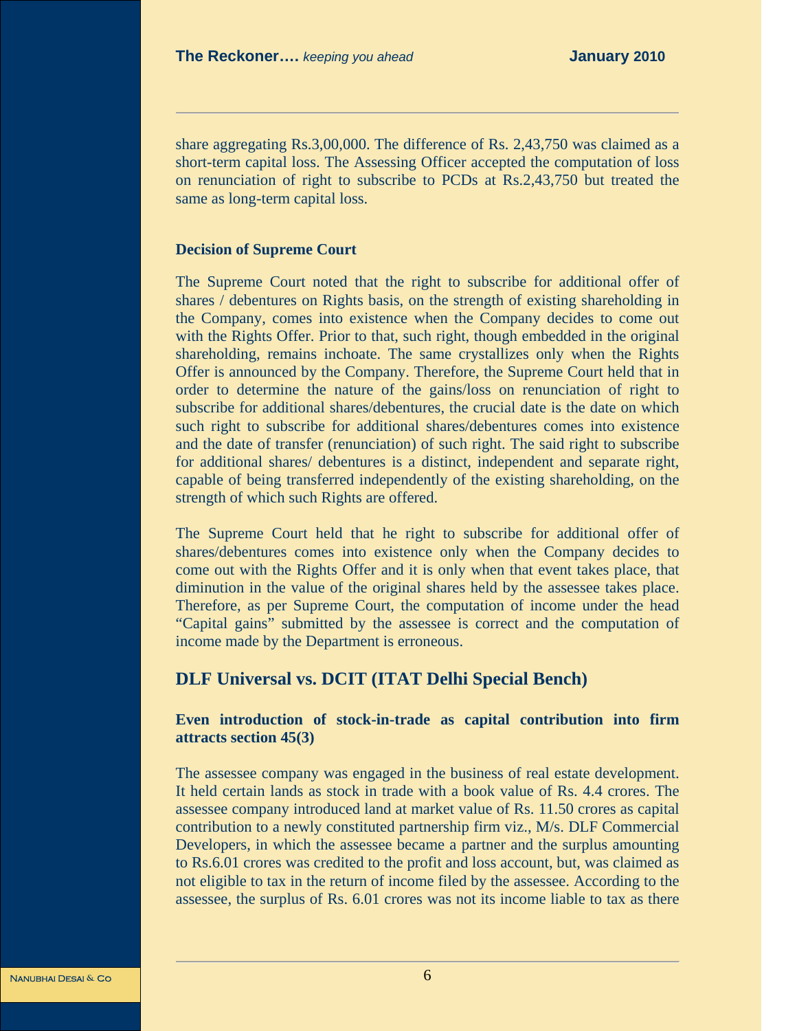share aggregating Rs.3,00,000. The difference of Rs. 2,43,750 was claimed as a short-term capital loss. The Assessing Officer accepted the computation of loss on renunciation of right to subscribe to PCDs at Rs.2,43,750 but treated the same as long-term capital loss.

**Decision of Supreme Court**

The Supreme Court noted that the right to subscribe for additional offer of shares / debentures on Rights basis, on the strength of existing shareholding in the Company, comes into existence when the Company decides to come out with the Rights Offer. Prior to that, such right, though embedded in the original shareholding, remains inchoate. The same crystallizes only when the Rights Offer is announced by the Company. Therefore, the Supreme Court held that in order to determine the nature of the gains/loss on renunciation of right to subscribe for additional shares/debentures, the crucial date is the date on which such right to subscribe for additional shares/debentures comes into existence and the date of transfer (renunciation) of such right. The said right to subscribe for additional shares/ debentures is a distinct, independent and separate right, capable of being transferred independently of the existing shareholding, on the strength of which such Rights are offered.

The Supreme Court held that he right to subscribe for additional offer of shares/debentures comes into existence only when the Company decides to come out with the Rights Offer and it is only when that event takes place, that diminution in the value of the original shares held by the assessee takes place. Therefore, as per Supreme Court, the computation of income under the head "Capital gains" submitted by the assessee is correct and the computation of income made by the Department is erroneous.

## DLF Universal vs. DCIT (ITAT Delhi Special Bench)

### Even introduction of stock-in-trade as capital contribution into firm attracts section 45(3)

The assessee company was engaged in the business of real estate development. It held certain lands as stock in trade with a book value of Rs. 4.4 crores. The assessee company introduced land at market value of Rs. 11.50 crores as capital contribution to a newly constituted partnership firm viz., M/s. DLF Commercial Developers, in which the assessee became a partner and the surplus amounting to Rs.6.01 crores was credited to the profit and loss account, but, was claimed as not eligible to tax in the return of income filed by the assessee. According to the assessee, the surplus of Rs. 6.01 crores was not its income liable to tax as there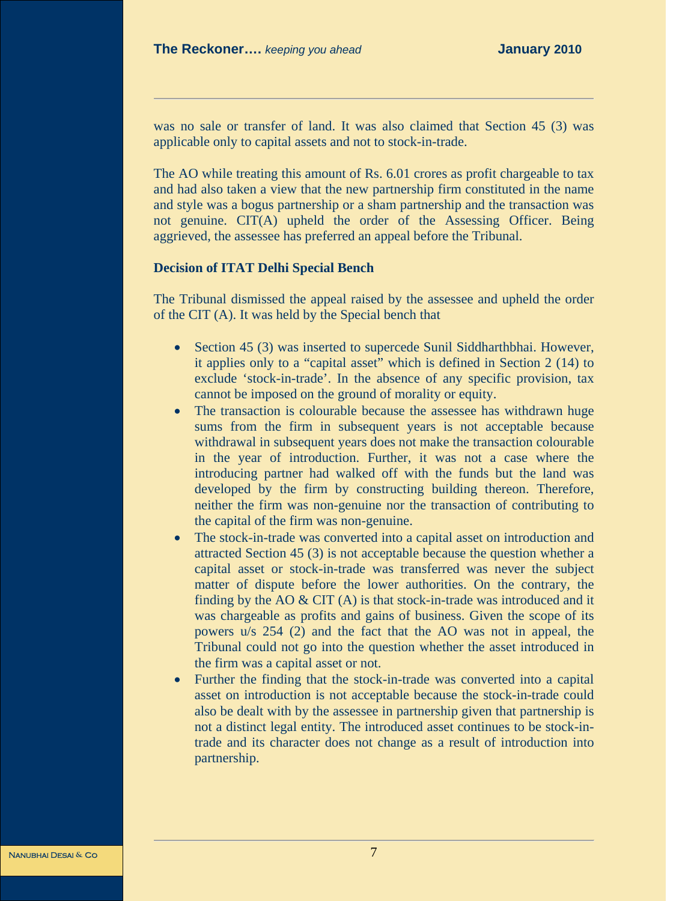was no sale or transfer of land. It was also claimed that Section 45 (3) was applicable only to capital assets and not to stock-in-trade.

The AO while treating this amount of Rs. 6.01 crores as profit chargeable to tax and had also taken a view that the new partnership firm constituted in the name and style was a bogus partnership or a sham partnership and the transaction was not genuine. CIT(A) upheld the order of the Assessing Officer. Being aggrieved, the assessee has preferred an appeal before the Tribunal.

**Decision of ITAT Delhi Special Bench**

The Tribunal dismissed the appeal raised by the assessee and upheld the order of the CIT (A). It was held by the Special bench that

- Section 45 (3) was inserted to supercede Sunil Siddharthbhai. However, it applies only to a "capital asset" which is defined in Section 2 (14) to exclude 'stock-in-trade'. In the absence of any specific provision, tax cannot be imposed on the ground of morality or equity.
- The transaction is colourable because the assessee has withdrawn huge sums from the firm in subsequent years is not acceptable because withdrawal in subsequent years does not make the transaction colourable in the year of introduction. Further, it was not a case where the introducing partner had walked off with the funds but the land was developed by the firm by constructing building thereon. Therefore, neither the firm was non-genuine nor the transaction of contributing to the capital of the firm was non-genuine.
- The stock-in-trade was converted into a capital asset on introduction and attracted Section 45 (3) is not acceptable because the question whether a capital asset or stock-in-trade was transferred was never the subject matter of dispute before the lower authorities. On the contrary, the finding by the AO & CIT (A) is that stock-in-trade was introduced and it was chargeable as profits and gains of business. Given the scope of its powers u/s 254 (2) and the fact that the AO was not in appeal, the Tribunal could not go into the question whether the asset introduced in the firm was a capital asset or not.
- Further the finding that the stock-in-trade was converted into a capital asset on introduction is not acceptable because the stock-in-trade could also be dealt with by the assessee in partnership given that partnership is not a distinct legal entity. The introduced asset continues to be stock-in-trade and its character does not change as a result of introduction into partnership.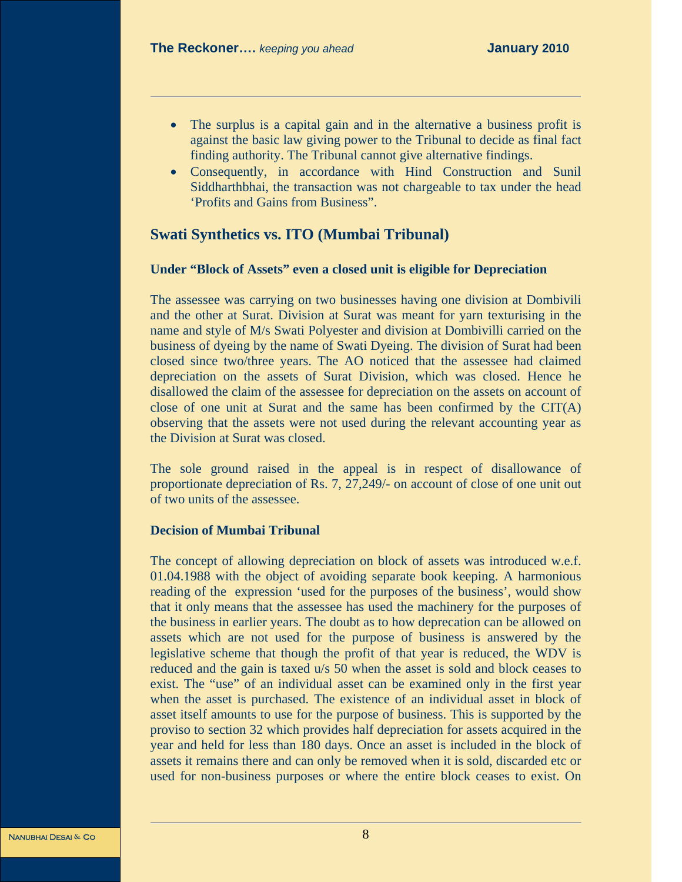- The surplus is a capital gain and in the alternative a business profit is against the basic law giving power to the Tribunal to decide as final fact finding authority. The Tribunal cannot give alternative findings.
- Consequently, in accordance with Hind Construction and Sunil Siddharthbhai, the transaction was not chargeable to tax under the head 'Profits and Gains from Business".

## Swati Synthetics vs. ITO (Mumbai Tribunal)

### Under "Block of Assets" even a closed unit is eligible for Depreciation

The assessee was carrying on two businesses having one division at Dombivili and the other at Surat. Division at Surat was meant for yarn texturising in the name and style of M/s Swati Polyester and division at Dombivilli carried on the business of dyeing by the name of Swati Dyeing. The division of Surat had been closed since two/three years. The AO noticed that the assessee had claimed depreciation on the assets of Surat Division, which was closed. Hence he disallowed the claim of the assessee for depreciation on the assets on account of close of one unit at Surat and the same has been confirmed by the CIT(A) observing that the assets were not used during the relevant accounting year as the Division at Surat was closed.

The sole ground raised in the appeal is in respect of disallowance of proportionate depreciation of Rs. 7, 27,249/- on account of close of one unit out of two units of the assessee.

### Decision of Mumbai Tribunal

The concept of allowing depreciation on block of assets was introduced w.e.f. 01.04.1988 with the object of avoiding separate book keeping. A harmonious reading of the expression 'used for the purposes of the business', would show that it only means that the assessee has used the machinery for the purposes of the business in earlier years. The doubt as to how deprecation can be allowed on assets which are not used for the purpose of business is answered by the legislative scheme that though the profit of that year is reduced, the WDV is reduced and the gain is taxed u/s 50 when the asset is sold and block ceases to exist. The "use" of an individual asset can be examined only in the first year when the asset is purchased. The existence of an individual asset in block of asset itself amounts to use for the purpose of business. This is supported by the proviso to section 32 which provides half depreciation for assets acquired in the year and held for less than 180 days. Once an asset is included in the block of assets it remains there and can only be removed when it is sold, discarded etc or used for non-business purposes or where the entire block ceases to exist. On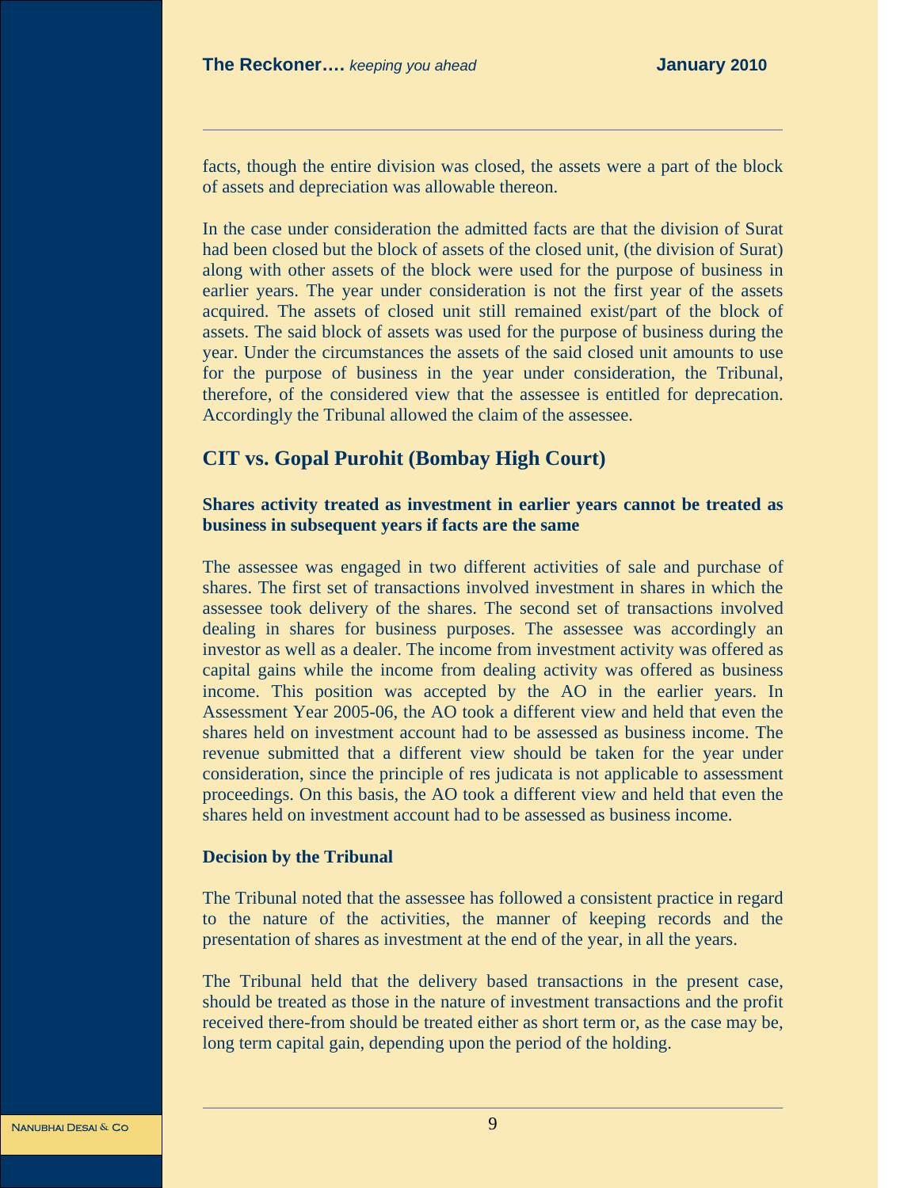facts, though the entire division was closed, the assets were a part of the block of assets and depreciation was allowable thereon.

In the case under consideration the admitted facts are that the division of Surat had been closed but the block of assets of the closed unit, (the division of Surat) along with other assets of the block were used for the purpose of business in earlier years. The year under consideration is not the first year of the assets acquired. The assets of closed unit still remained exist/part of the block of assets. The said block of assets was used for the purpose of business during the year. Under the circumstances the assets of the said closed unit amounts to use for the purpose of business in the year under consideration, the Tribunal, therefore, of the considered view that the assessee is entitled for deprecation. Accordingly the Tribunal allowed the claim of the assessee.

## CIT vs. Gopal Purohit (Bombay High Court)

**Shares activity treated as investment in earlier years cannot be treated as business in subsequent years if facts are the same**

The assessee was engaged in two different activities of sale and purchase of shares. The first set of transactions involved investment in shares in which the assessee took delivery of the shares. The second set of transactions involved dealing in shares for business purposes. The assessee was accordingly an investor as well as a dealer. The income from investment activity was offered as capital gains while the income from dealing activity was offered as business income. This position was accepted by the AO in the earlier years. In Assessment Year 2005-06, the AO took a different view and held that even the shares held on investment account had to be assessed as business income. The revenue submitted that a different view should be taken for the year under consideration, since the principle of res judicata is not applicable to assessment proceedings. On this basis, the AO took a different view and held that even the shares held on investment account had to be assessed as business income.

**Decision by the Tribunal**

The Tribunal noted that the assessee has followed a consistent practice in regard to the nature of the activities, the manner of keeping records and the presentation of shares as investment at the end of the year, in all the years.

The Tribunal held that the delivery based transactions in the present case, should be treated as those in the nature of investment transactions and the profit received there-from should be treated either as short term or, as the case may be, long term capital gain, depending upon the period of the holding.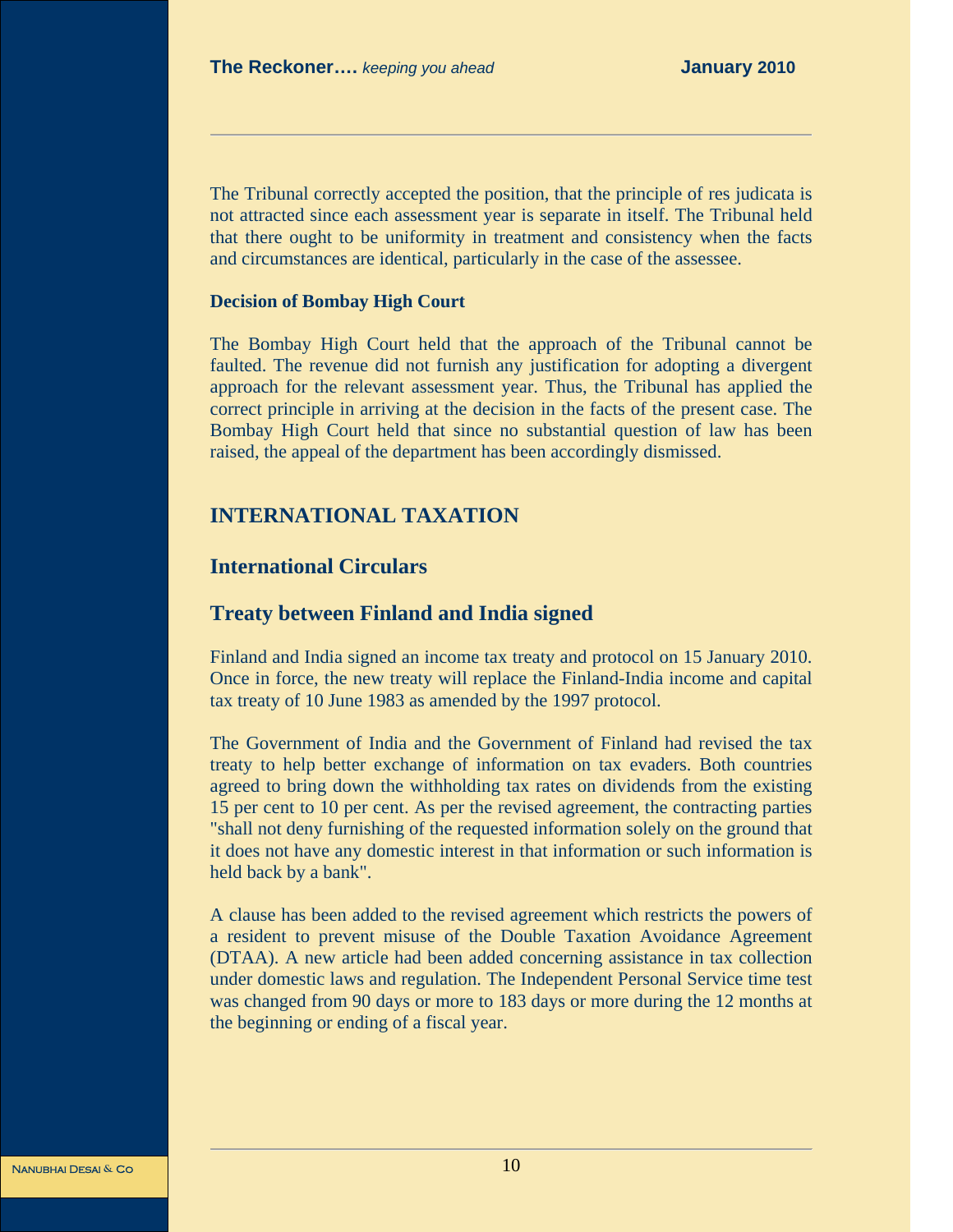The Tribunal correctly accepted the position, that the principle of res judicata is not attracted since each assessment year is separate in itself. The Tribunal held that there ought to be uniformity in treatment and consistency when the facts and circumstances are identical, particularly in the case of the assessee.

**Decision of Bombay High Court**

The Bombay High Court held that the approach of the Tribunal cannot be faulted. The revenue did not furnish any justification for adopting a divergent approach for the relevant assessment year. Thus, the Tribunal has applied the correct principle in arriving at the decision in the facts of the present case. The Bombay High Court held that since no substantial question of law has been raised, the appeal of the department has been accordingly dismissed.

# INTERNATIONAL TAXATION

## International Circulars

## Treaty between Finland and India signed

Finland and India signed an income tax treaty and protocol on 15 January 2010. Once in force, the new treaty will replace the Finland-India income and capital tax treaty of 10 June 1983 as amended by the 1997 protocol.

The Government of India and the Government of Finland had revised the tax treaty to help better exchange of information on tax evaders. Both countries agreed to bring down the withholding tax rates on dividends from the existing 15 per cent to 10 per cent. As per the revised agreement, the contracting parties "shall not deny furnishing of the requested information solely on the ground that it does not have any domestic interest in that information or such information is held back by a bank".

A clause has been added to the revised agreement which restricts the powers of a resident to prevent misuse of the Double Taxation Avoidance Agreement (DTAA). A new article had been added concerning assistance in tax collection under domestic laws and regulation. The Independent Personal Service time test was changed from 90 days or more to 183 days or more during the 12 months at the beginning or ending of a fiscal year.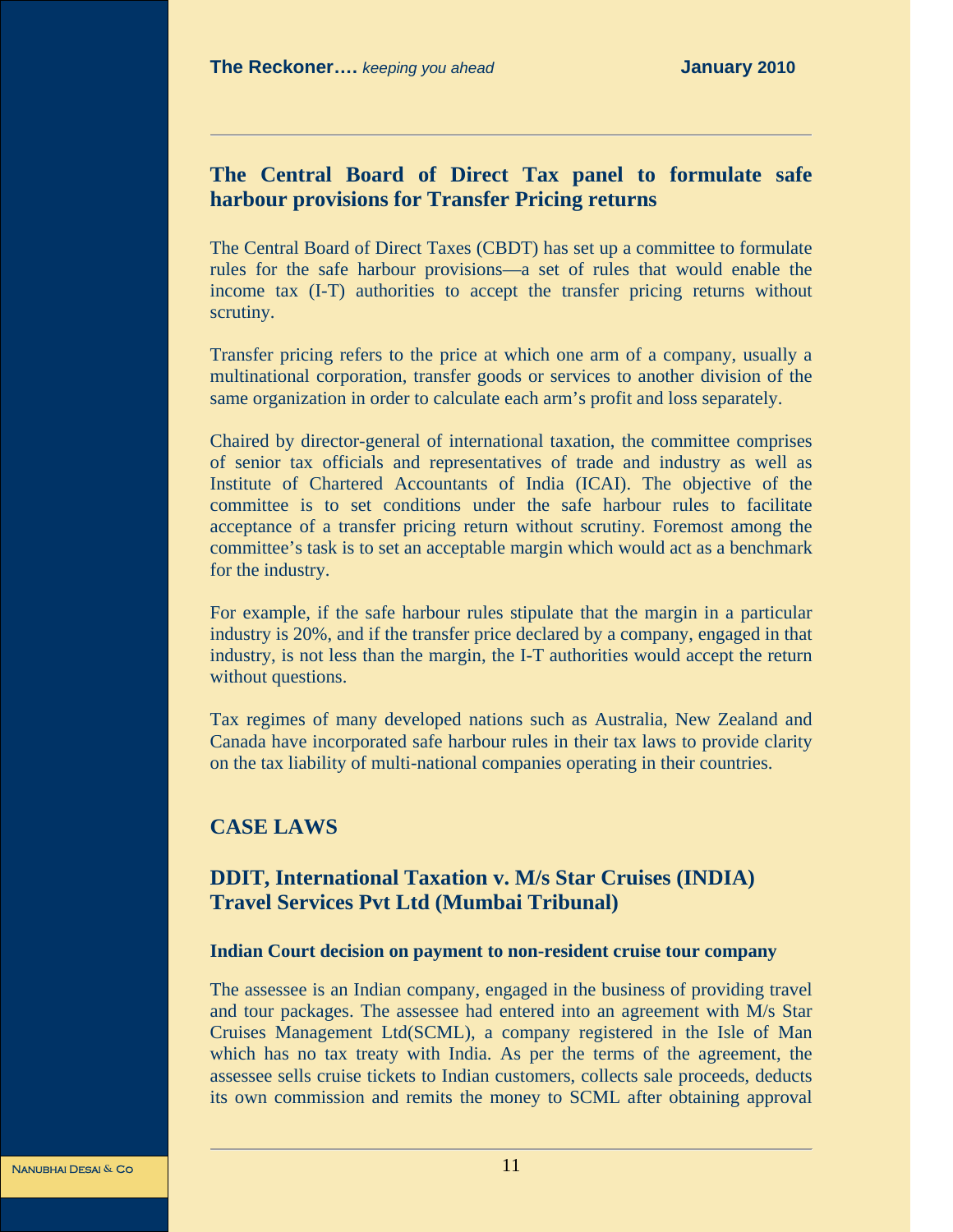## The Central Board of Direct Tax panel to formulate safe harbour provisions for Transfer Pricing returns

The Central Board of Direct Taxes (CBDT) has set up a committee to formulate rules for the safe harbour provisions—a set of rules that would enable the income tax (I-T) authorities to accept the transfer pricing returns without scrutiny.

Transfer pricing refers to the price at which one arm of a company, usually a multinational corporation, transfer goods or services to another division of the same organization in order to calculate each arm's profit and loss separately.

Chaired by director-general of international taxation, the committee comprises of senior tax officials and representatives of trade and industry as well as Institute of Chartered Accountants of India (ICAI). The objective of the committee is to set conditions under the safe harbour rules to facilitate acceptance of a transfer pricing return without scrutiny. Foremost among the committee's task is to set an acceptable margin which would act as a benchmark for the industry.

For example, if the safe harbour rules stipulate that the margin in a particular industry is 20%, and if the transfer price declared by a company, engaged in that industry, is not less than the margin, the I-T authorities would accept the return without questions.

Tax regimes of many developed nations such as Australia, New Zealand and Canada have incorporated safe harbour rules in their tax laws to provide clarity on the tax liability of multi-national companies operating in their countries.

## CASE LAWS

## DDIT, International Taxation v. M/s Star Cruises (INDIA) Travel Services Pvt Ltd (Mumbai Tribunal)

#### Indian Court decision on payment to non-resident cruise tour company

The assessee is an Indian company, engaged in the business of providing travel and tour packages. The assessee had entered into an agreement with M/s Star Cruises Management Ltd(SCML), a company registered in the Isle of Man which has no tax treaty with India. As per the terms of the agreement, the assessee sells cruise tickets to Indian customers, collects sale proceeds, deducts its own commission and remits the money to SCML after obtaining approval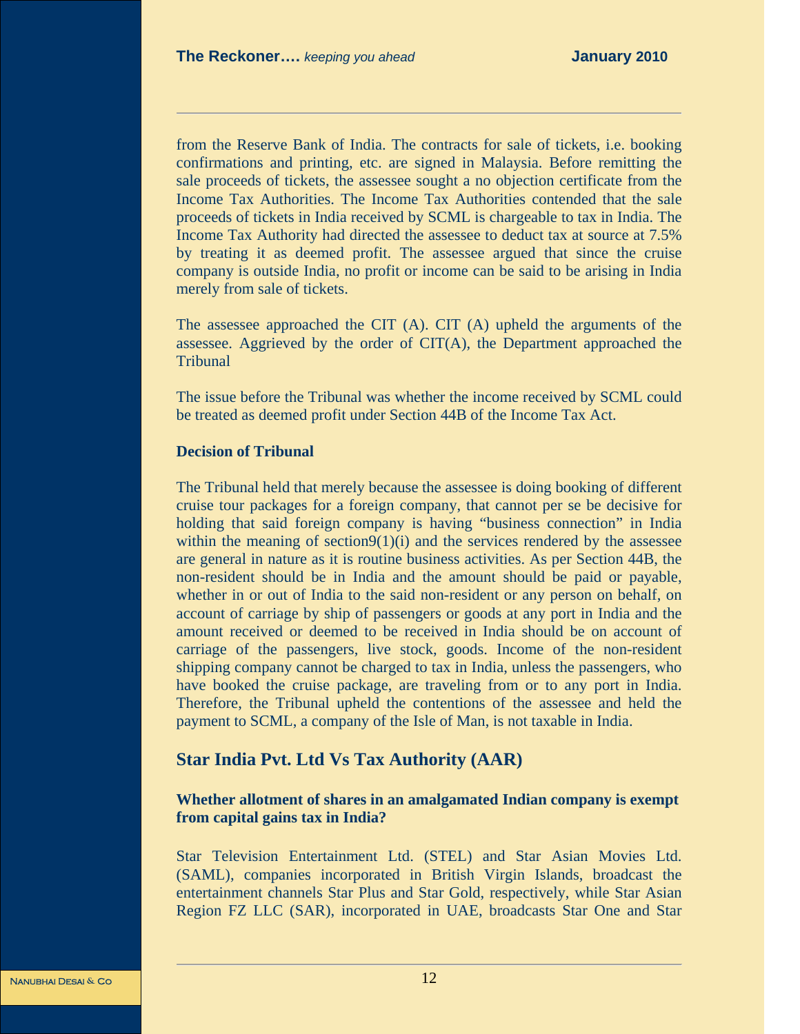from the Reserve Bank of India. The contracts for sale of tickets, i.e. booking confirmations and printing, etc. are signed in Malaysia. Before remitting the sale proceeds of tickets, the assessee sought a no objection certificate from the Income Tax Authorities. The Income Tax Authorities contended that the sale proceeds of tickets in India received by SCML is chargeable to tax in India. The Income Tax Authority had directed the assessee to deduct tax at source at 7.5% by treating it as deemed profit. The assessee argued that since the cruise company is outside India, no profit or income can be said to be arising in India merely from sale of tickets.

The assessee approached the CIT (A). CIT (A) upheld the arguments of the assessee. Aggrieved by the order of CIT(A), the Department approached the Tribunal

The issue before the Tribunal was whether the income received by SCML could be treated as deemed profit under Section 44B of the Income Tax Act.

**Decision of Tribunal**

The Tribunal held that merely because the assessee is doing booking of different cruise tour packages for a foreign company, that cannot per se be decisive for holding that said foreign company is having "business connection" in India within the meaning of section9(1)(i) and the services rendered by the assessee are general in nature as it is routine business activities. As per Section 44B, the non-resident should be in India and the amount should be paid or payable, whether in or out of India to the said non-resident or any person on behalf, on account of carriage by ship of passengers or goods at any port in India and the amount received or deemed to be received in India should be on account of carriage of the passengers, live stock, goods. Income of the non-resident shipping company cannot be charged to tax in India, unless the passengers, who have booked the cruise package, are traveling from or to any port in India. Therefore, the Tribunal upheld the contentions of the assessee and held the payment to SCML, a company of the Isle of Man, is not taxable in India.

## Star India Pvt. Ltd Vs Tax Authority (AAR)

**Whether allotment of shares in an amalgamated Indian company is exempt from capital gains tax in India?**

Star Television Entertainment Ltd. (STEL) and Star Asian Movies Ltd. (SAML), companies incorporated in British Virgin Islands, broadcast the entertainment channels Star Plus and Star Gold, respectively, while Star Asian Region FZ LLC (SAR), incorporated in UAE, broadcasts Star One and Star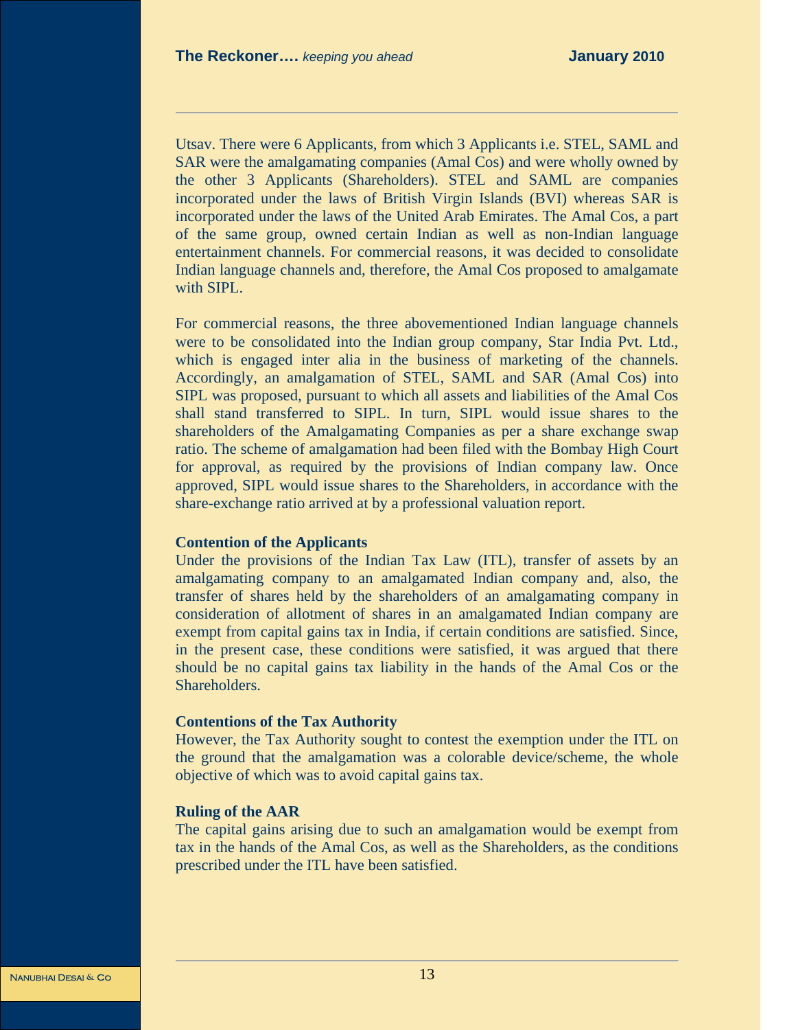Utsav. There were 6 Applicants, from which 3 Applicants i.e. STEL, SAML and SAR were the amalgamating companies (Amal Cos) and were wholly owned by the other 3 Applicants (Shareholders). STEL and SAML are companies incorporated under the laws of British Virgin Islands (BVI) whereas SAR is incorporated under the laws of the United Arab Emirates. The Amal Cos, a part of the same group, owned certain Indian as well as non-Indian language entertainment channels. For commercial reasons, it was decided to consolidate Indian language channels and, therefore, the Amal Cos proposed to amalgamate with SIPL.

For commercial reasons, the three abovementioned Indian language channels were to be consolidated into the Indian group company, Star India Pvt. Ltd., which is engaged inter alia in the business of marketing of the channels. Accordingly, an amalgamation of STEL, SAML and SAR (Amal Cos) into SIPL was proposed, pursuant to which all assets and liabilities of the Amal Cos shall stand transferred to SIPL. In turn, SIPL would issue shares to the shareholders of the Amalgamating Companies as per a share exchange swap ratio. The scheme of amalgamation had been filed with the Bombay High Court for approval, as required by the provisions of Indian company law. Once approved, SIPL would issue shares to the Shareholders, in accordance with the share-exchange ratio arrived at by a professional valuation report.

**Contention of the Applicants**

Under the provisions of the Indian Tax Law (ITL), transfer of assets by an amalgamating company to an amalgamated Indian company and, also, the transfer of shares held by the shareholders of an amalgamating company in consideration of allotment of shares in an amalgamated Indian company are exempt from capital gains tax in India, if certain conditions are satisfied. Since, in the present case, these conditions were satisfied, it was argued that there should be no capital gains tax liability in the hands of the Amal Cos or the Shareholders.

**Contentions of the Tax Authority**

However, the Tax Authority sought to contest the exemption under the ITL on the ground that the amalgamation was a colorable device/scheme, the whole objective of which was to avoid capital gains tax.

**Ruling of the AAR**

The capital gains arising due to such an amalgamation would be exempt from tax in the hands of the Amal Cos, as well as the Shareholders, as the conditions prescribed under the ITL have been satisfied.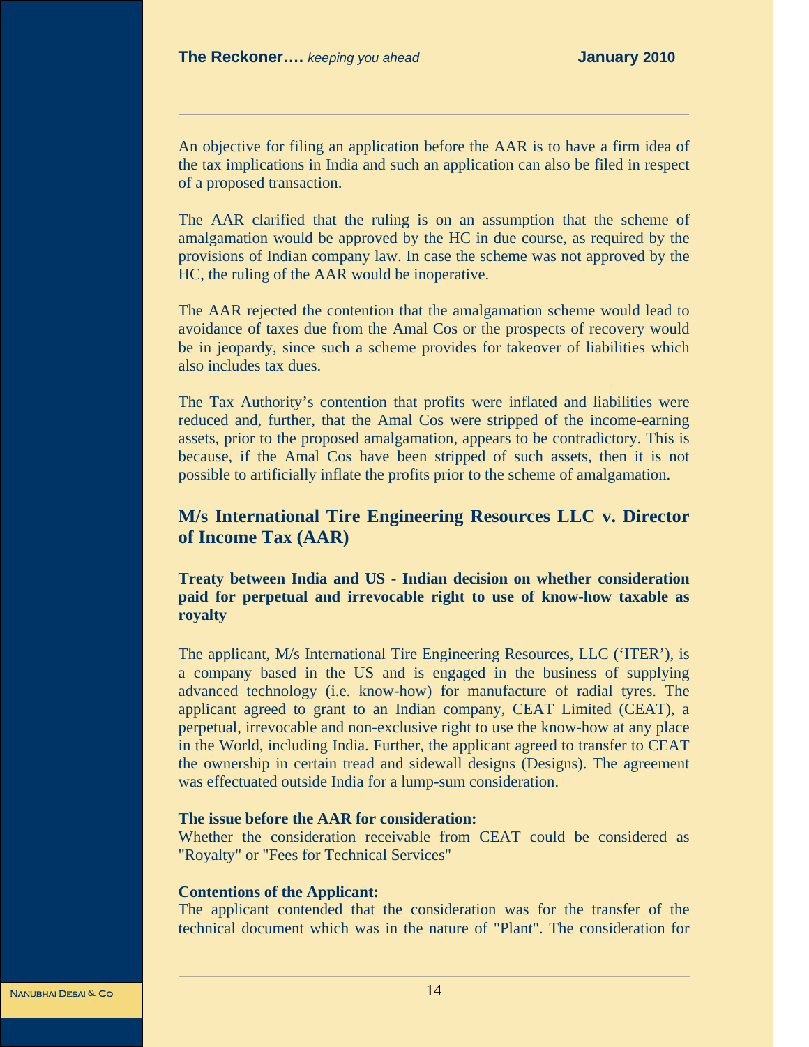An objective for filing an application before the AAR is to have a firm idea of the tax implications in India and such an application can also be filed in respect of a proposed transaction.

The AAR clarified that the ruling is on an assumption that the scheme of amalgamation would be approved by the HC in due course, as required by the provisions of Indian company law. In case the scheme was not approved by the HC, the ruling of the AAR would be inoperative.

The AAR rejected the contention that the amalgamation scheme would lead to avoidance of taxes due from the Amal Cos or the prospects of recovery would be in jeopardy, since such a scheme provides for takeover of liabilities which also includes tax dues.

The Tax Authority's contention that profits were inflated and liabilities were reduced and, further, that the Amal Cos were stripped of the income-earning assets, prior to the proposed amalgamation, appears to be contradictory. This is because, if the Amal Cos have been stripped of such assets, then it is not possible to artificially inflate the profits prior to the scheme of amalgamation.

## M/s International Tire Engineering Resources LLC v. Director of Income Tax (AAR)

### Treaty between India and US - Indian decision on whether consideration paid for perpetual and irrevocable right to use of know-how taxable as royalty

The applicant, M/s International Tire Engineering Resources, LLC ('ITER'), is a company based in the US and is engaged in the business of supplying advanced technology (i.e. know-how) for manufacture of radial tyres. The applicant agreed to grant to an Indian company, CEAT Limited (CEAT), a perpetual, irrevocable and non-exclusive right to use the know-how at any place in the World, including India. Further, the applicant agreed to transfer to CEAT the ownership in certain tread and sidewall designs (Designs). The agreement was effectuated outside India for a lump-sum consideration.

**The issue before the AAR for consideration:**
Whether the consideration receivable from CEAT could be considered as "Royalty" or "Fees for Technical Services"

**Contentions of the Applicant:**
The applicant contended that the consideration was for the transfer of the technical document which was in the nature of "Plant". The consideration for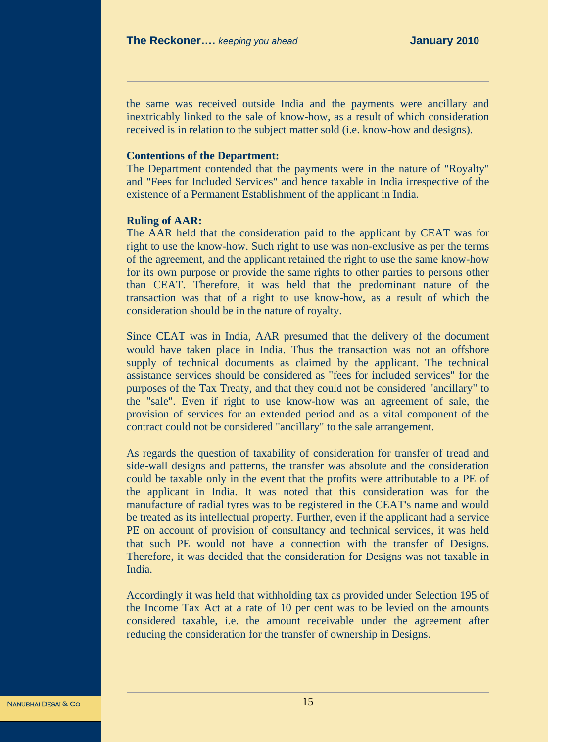the same was received outside India and the payments were ancillary and inextricably linked to the sale of know-how, as a result of which consideration received is in relation to the subject matter sold (i.e. know-how and designs).

**Contentions of the Department:**

The Department contended that the payments were in the nature of "Royalty" and "Fees for Included Services" and hence taxable in India irrespective of the existence of a Permanent Establishment of the applicant in India.

**Ruling of AAR:**

The AAR held that the consideration paid to the applicant by CEAT was for right to use the know-how. Such right to use was non-exclusive as per the terms of the agreement, and the applicant retained the right to use the same know-how for its own purpose or provide the same rights to other parties to persons other than CEAT. Therefore, it was held that the predominant nature of the transaction was that of a right to use know-how, as a result of which the consideration should be in the nature of royalty.

Since CEAT was in India, AAR presumed that the delivery of the document would have taken place in India. Thus the transaction was not an offshore supply of technical documents as claimed by the applicant. The technical assistance services should be considered as "fees for included services" for the purposes of the Tax Treaty, and that they could not be considered "ancillary" to the "sale". Even if right to use know-how was an agreement of sale, the provision of services for an extended period and as a vital component of the contract could not be considered "ancillary" to the sale arrangement.

As regards the question of taxability of consideration for transfer of tread and side-wall designs and patterns, the transfer was absolute and the consideration could be taxable only in the event that the profits were attributable to a PE of the applicant in India. It was noted that this consideration was for the manufacture of radial tyres was to be registered in the CEAT's name and would be treated as its intellectual property. Further, even if the applicant had a service PE on account of provision of consultancy and technical services, it was held that such PE would not have a connection with the transfer of Designs. Therefore, it was decided that the consideration for Designs was not taxable in India.

Accordingly it was held that withholding tax as provided under Selection 195 of the Income Tax Act at a rate of 10 per cent was to be levied on the amounts considered taxable, i.e. the amount receivable under the agreement after reducing the consideration for the transfer of ownership in Designs.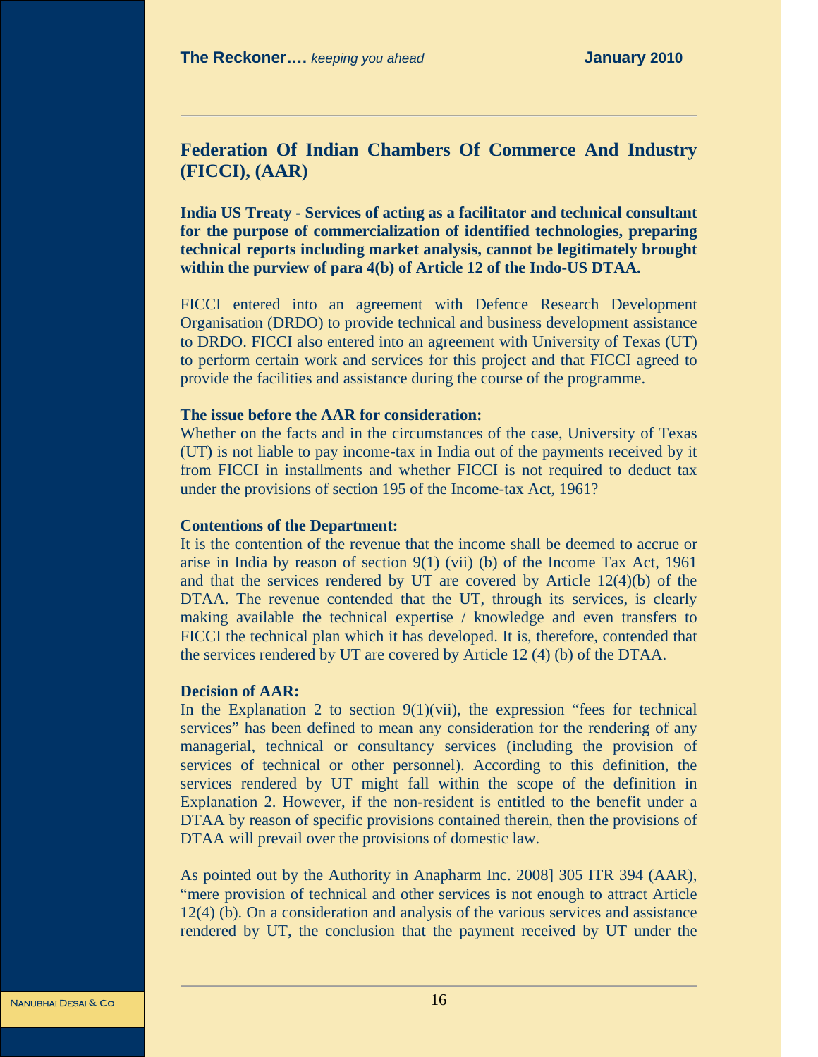## Federation Of Indian Chambers Of Commerce And Industry (FICCI), (AAR)

**India US Treaty - Services of acting as a facilitator and technical consultant for the purpose of commercialization of identified technologies, preparing technical reports including market analysis, cannot be legitimately brought within the purview of para 4(b) of Article 12 of the Indo-US DTAA.**

FICCI entered into an agreement with Defence Research Development Organisation (DRDO) to provide technical and business development assistance to DRDO. FICCI also entered into an agreement with University of Texas (UT) to perform certain work and services for this project and that FICCI agreed to provide the facilities and assistance during the course of the programme.

**The issue before the AAR for consideration:**

Whether on the facts and in the circumstances of the case, University of Texas (UT) is not liable to pay income-tax in India out of the payments received by it from FICCI in installments and whether FICCI is not required to deduct tax under the provisions of section 195 of the Income-tax Act, 1961?

**Contentions of the Department:**

It is the contention of the revenue that the income shall be deemed to accrue or arise in India by reason of section 9(1) (vii) (b) of the Income Tax Act, 1961 and that the services rendered by UT are covered by Article 12(4)(b) of the DTAA. The revenue contended that the UT, through its services, is clearly making available the technical expertise / knowledge and even transfers to FICCI the technical plan which it has developed. It is, therefore, contended that the services rendered by UT are covered by Article 12 (4) (b) of the DTAA.

**Decision of AAR:**

In the Explanation 2 to section 9(1)(vii), the expression "fees for technical services" has been defined to mean any consideration for the rendering of any managerial, technical or consultancy services (including the provision of services of technical or other personnel). According to this definition, the services rendered by UT might fall within the scope of the definition in Explanation 2. However, if the non-resident is entitled to the benefit under a DTAA by reason of specific provisions contained therein, then the provisions of DTAA will prevail over the provisions of domestic law.

As pointed out by the Authority in Anapharm Inc. 2008] 305 ITR 394 (AAR), "mere provision of technical and other services is not enough to attract Article 12(4) (b). On a consideration and analysis of the various services and assistance rendered by UT, the conclusion that the payment received by UT under the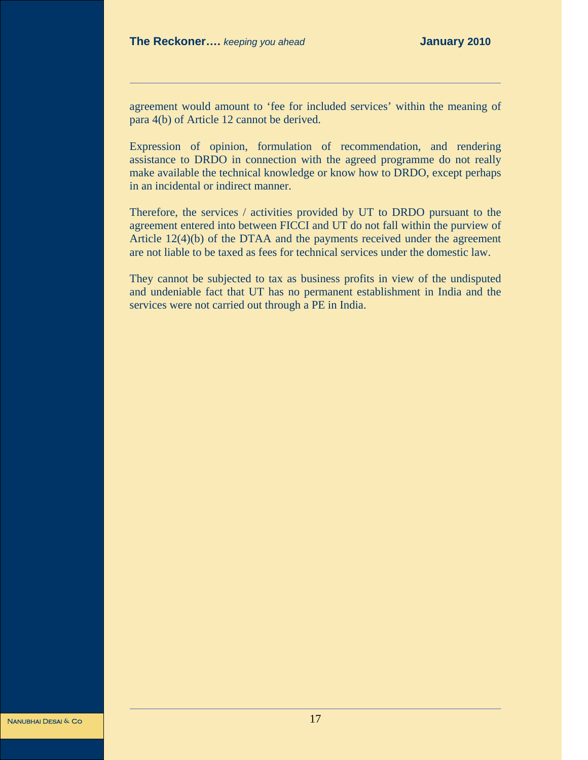agreement would amount to 'fee for included services' within the meaning of para 4(b) of Article 12 cannot be derived.

Expression of opinion, formulation of recommendation, and rendering assistance to DRDO in connection with the agreed programme do not really make available the technical knowledge or know how to DRDO, except perhaps in an incidental or indirect manner.

Therefore, the services / activities provided by UT to DRDO pursuant to the agreement entered into between FICCI and UT do not fall within the purview of Article 12(4)(b) of the DTAA and the payments received under the agreement are not liable to be taxed as fees for technical services under the domestic law.

They cannot be subjected to tax as business profits in view of the undisputed and undeniable fact that UT has no permanent establishment in India and the services were not carried out through a PE in India.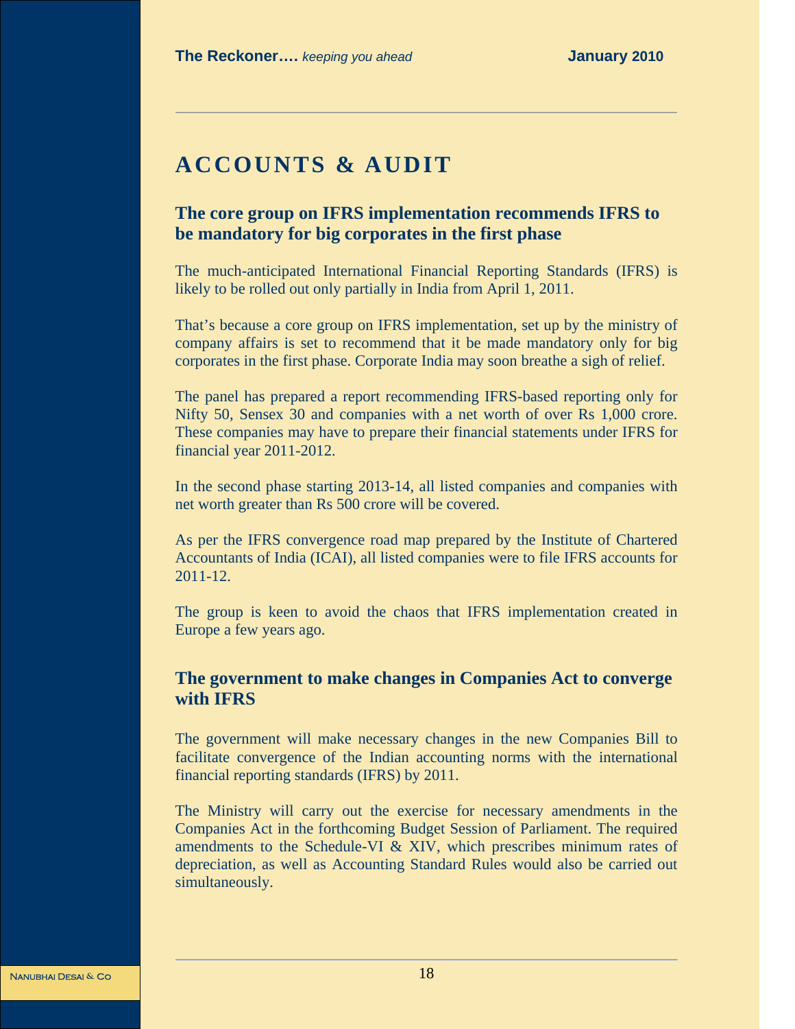# ACCOUNTS & AUDIT

## The core group on IFRS implementation recommends IFRS to be mandatory for big corporates in the first phase

The much-anticipated International Financial Reporting Standards (IFRS) is likely to be rolled out only partially in India from April 1, 2011.

That's because a core group on IFRS implementation, set up by the ministry of company affairs is set to recommend that it be made mandatory only for big corporates in the first phase. Corporate India may soon breathe a sigh of relief.

The panel has prepared a report recommending IFRS-based reporting only for Nifty 50, Sensex 30 and companies with a net worth of over Rs 1,000 crore. These companies may have to prepare their financial statements under IFRS for financial year 2011-2012.

In the second phase starting 2013-14, all listed companies and companies with net worth greater than Rs 500 crore will be covered.

As per the IFRS convergence road map prepared by the Institute of Chartered Accountants of India (ICAI), all listed companies were to file IFRS accounts for 2011-12.

The group is keen to avoid the chaos that IFRS implementation created in Europe a few years ago.

## The government to make changes in Companies Act to converge with IFRS

The government will make necessary changes in the new Companies Bill to facilitate convergence of the Indian accounting norms with the international financial reporting standards (IFRS) by 2011.

The Ministry will carry out the exercise for necessary amendments in the Companies Act in the forthcoming Budget Session of Parliament. The required amendments to the Schedule-VI & XIV, which prescribes minimum rates of depreciation, as well as Accounting Standard Rules would also be carried out simultaneously.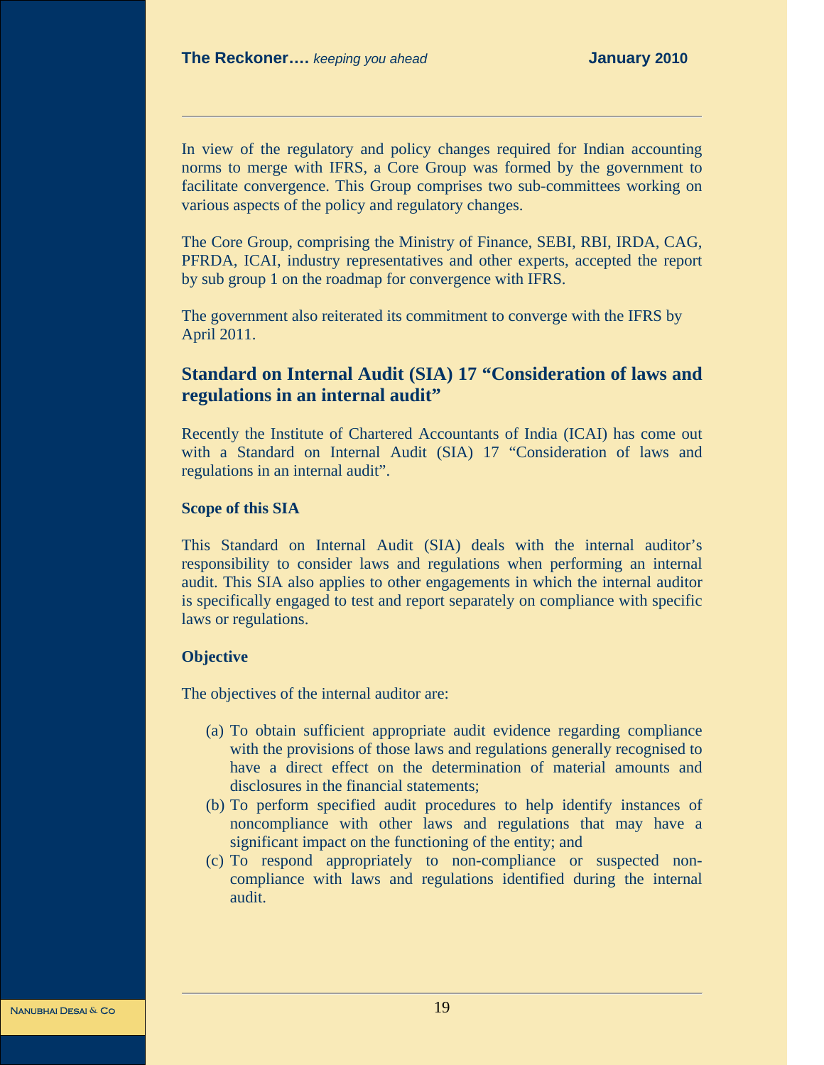In view of the regulatory and policy changes required for Indian accounting norms to merge with IFRS, a Core Group was formed by the government to facilitate convergence. This Group comprises two sub-committees working on various aspects of the policy and regulatory changes.

The Core Group, comprising the Ministry of Finance, SEBI, RBI, IRDA, CAG, PFRDA, ICAI, industry representatives and other experts, accepted the report by sub group 1 on the roadmap for convergence with IFRS.

The government also reiterated its commitment to converge with the IFRS by April 2011.

## Standard on Internal Audit (SIA) 17 "Consideration of laws and regulations in an internal audit"

Recently the Institute of Chartered Accountants of India (ICAI) has come out with a Standard on Internal Audit (SIA) 17 "Consideration of laws and regulations in an internal audit".

### Scope of this SIA

This Standard on Internal Audit (SIA) deals with the internal auditor's responsibility to consider laws and regulations when performing an internal audit. This SIA also applies to other engagements in which the internal auditor is specifically engaged to test and report separately on compliance with specific laws or regulations.

### Objective

The objectives of the internal auditor are:

(a) To obtain sufficient appropriate audit evidence regarding compliance with the provisions of those laws and regulations generally recognised to have a direct effect on the determination of material amounts and disclosures in the financial statements;

(b) To perform specified audit procedures to help identify instances of noncompliance with other laws and regulations that may have a significant impact on the functioning of the entity; and

(c) To respond appropriately to non-compliance or suspected non-compliance with laws and regulations identified during the internal audit.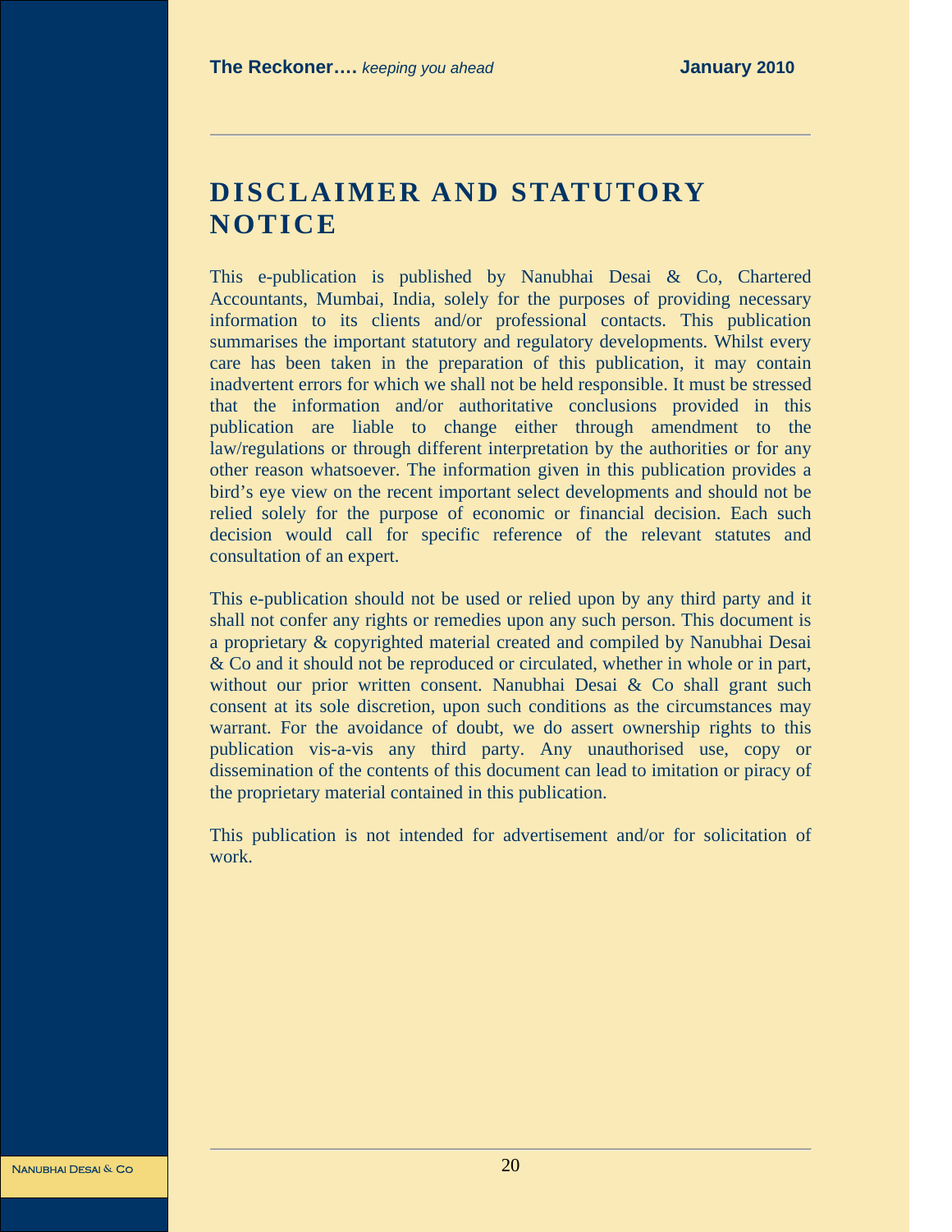# DISCLAIMER AND STATUTORY NOTICE

This e-publication is published by Nanubhai Desai & Co, Chartered Accountants, Mumbai, India, solely for the purposes of providing necessary information to its clients and/or professional contacts. This publication summarises the important statutory and regulatory developments. Whilst every care has been taken in the preparation of this publication, it may contain inadvertent errors for which we shall not be held responsible. It must be stressed that the information and/or authoritative conclusions provided in this publication are liable to change either through amendment to the law/regulations or through different interpretation by the authorities or for any other reason whatsoever. The information given in this publication provides a bird's eye view on the recent important select developments and should not be relied solely for the purpose of economic or financial decision. Each such decision would call for specific reference of the relevant statutes and consultation of an expert.

This e-publication should not be used or relied upon by any third party and it shall not confer any rights or remedies upon any such person. This document is a proprietary & copyrighted material created and compiled by Nanubhai Desai & Co and it should not be reproduced or circulated, whether in whole or in part, without our prior written consent. Nanubhai Desai & Co shall grant such consent at its sole discretion, upon such conditions as the circumstances may warrant. For the avoidance of doubt, we do assert ownership rights to this publication vis-a-vis any third party. Any unauthorised use, copy or dissemination of the contents of this document can lead to imitation or piracy of the proprietary material contained in this publication.

This publication is not intended for advertisement and/or for solicitation of work.